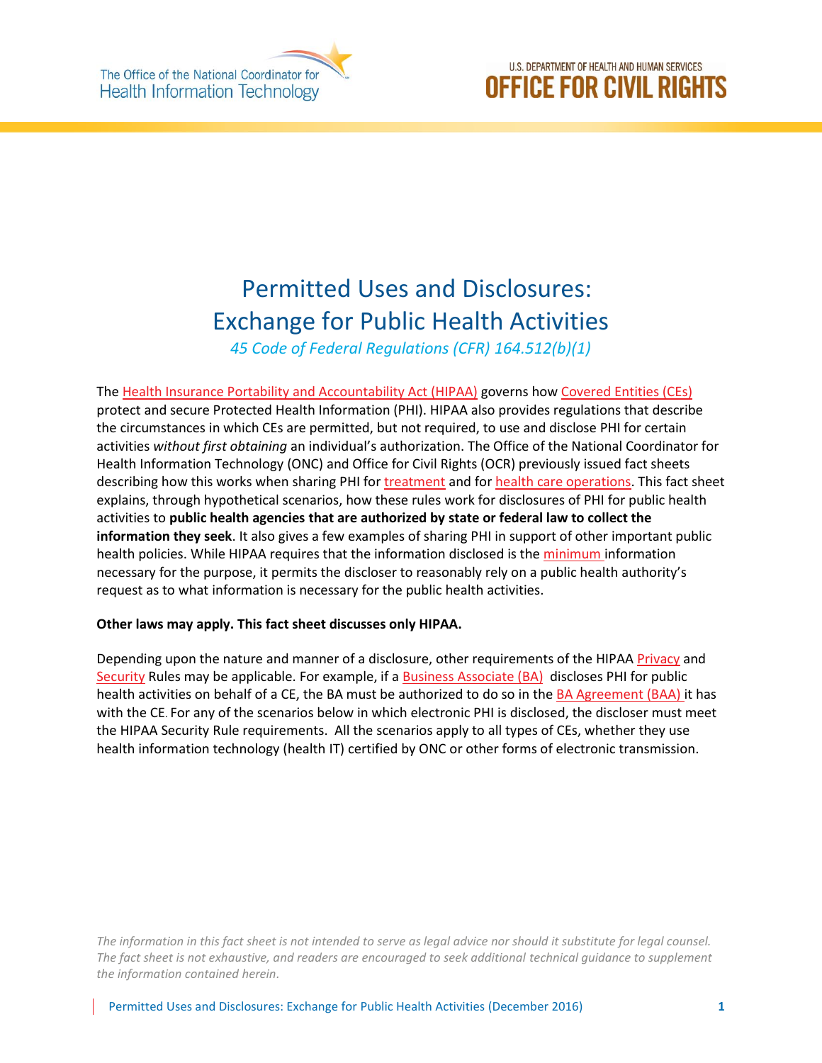The Office of the National Coordinator for Health Information Technology

U.S. DEPARTMENT OF HEALTH AND HUMAN SERVICES
OFFICE FOR CIVIL RIGHTS

# Permitted Uses and Disclosures: Exchange for Public Health Activities

*45 Code of Federal Regulations (CFR) 164.512(b)(1)*

The Health Insurance Portability and Accountability Act (HIPAA) governs how Covered Entities (CEs) protect and secure Protected Health Information (PHI). HIPAA also provides regulations that describe the circumstances in which CEs are permitted, but not required, to use and disclose PHI for certain activities *without first obtaining* an individual's authorization. The Office of the National Coordinator for Health Information Technology (ONC) and Office for Civil Rights (OCR) previously issued fact sheets describing how this works when sharing PHI for treatment and for health care operations. This fact sheet explains, through hypothetical scenarios, how these rules work for disclosures of PHI for public health activities to **public health agencies that are authorized by state or federal law to collect the information they seek**. It also gives a few examples of sharing PHI in support of other important public health policies. While HIPAA requires that the information disclosed is the minimum information necessary for the purpose, it permits the discloser to reasonably rely on a public health authority's request as to what information is necessary for the public health activities.

**Other laws may apply. This fact sheet discusses only HIPAA.**

Depending upon the nature and manner of a disclosure, other requirements of the HIPAA Privacy and Security Rules may be applicable. For example, if a Business Associate (BA) discloses PHI for public health activities on behalf of a CE, the BA must be authorized to do so in the BA Agreement (BAA) it has with the CE. For any of the scenarios below in which electronic PHI is disclosed, the discloser must meet the HIPAA Security Rule requirements. All the scenarios apply to all types of CEs, whether they use health information technology (health IT) certified by ONC or other forms of electronic transmission.

*The information in this fact sheet is not intended to serve as legal advice nor should it substitute for legal counsel. The fact sheet is not exhaustive, and readers are encouraged to seek additional technical guidance to supplement the information contained herein.*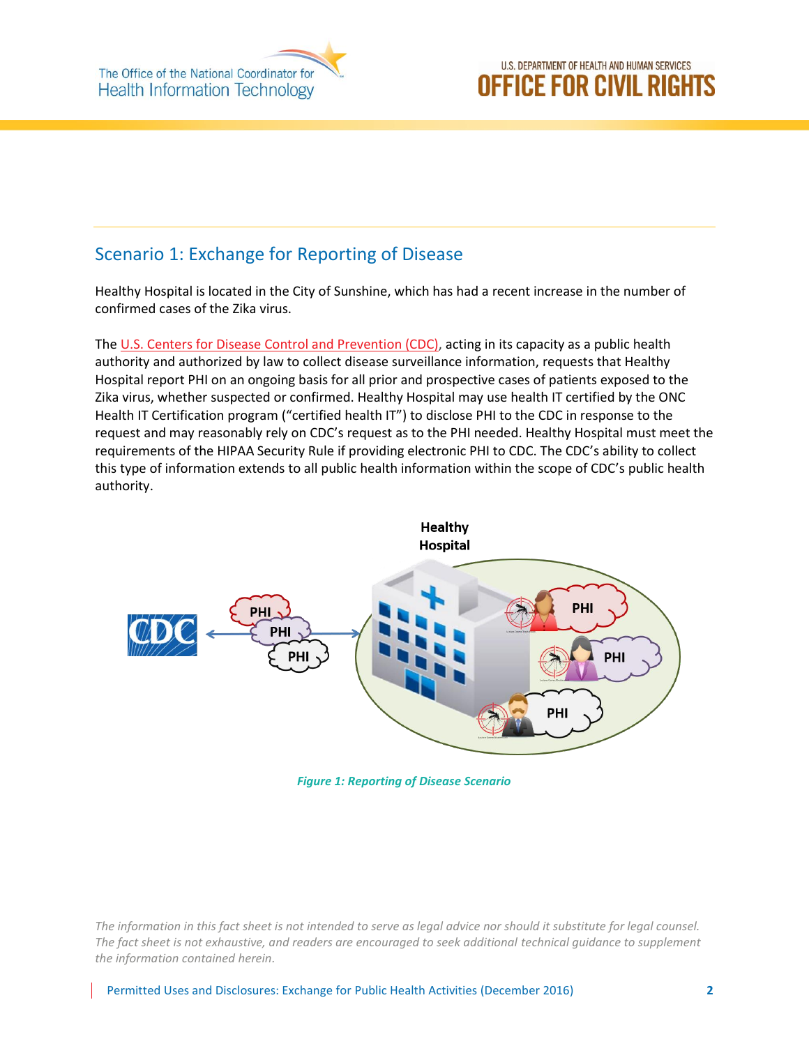## Scenario 1: Exchange for Reporting of Disease

Healthy Hospital is located in the City of Sunshine, which has had a recent increase in the number of confirmed cases of the Zika virus.

The U.S. Centers for Disease Control and Prevention (CDC), acting in its capacity as a public health authority and authorized by law to collect disease surveillance information, requests that Healthy Hospital report PHI on an ongoing basis for all prior and prospective cases of patients exposed to the Zika virus, whether suspected or confirmed. Healthy Hospital may use health IT certified by the ONC Health IT Certification program ("certified health IT") to disclose PHI to the CDC in response to the request and may reasonably rely on CDC's request as to the PHI needed. Healthy Hospital must meet the requirements of the HIPAA Security Rule if providing electronic PHI to CDC. The CDC's ability to collect this type of information extends to all public health information within the scope of CDC's public health authority.

*Figure 1: Reporting of Disease Scenario*

*The information in this fact sheet is not intended to serve as legal advice nor should it substitute for legal counsel. The fact sheet is not exhaustive, and readers are encouraged to seek additional technical guidance to supplement the information contained herein.*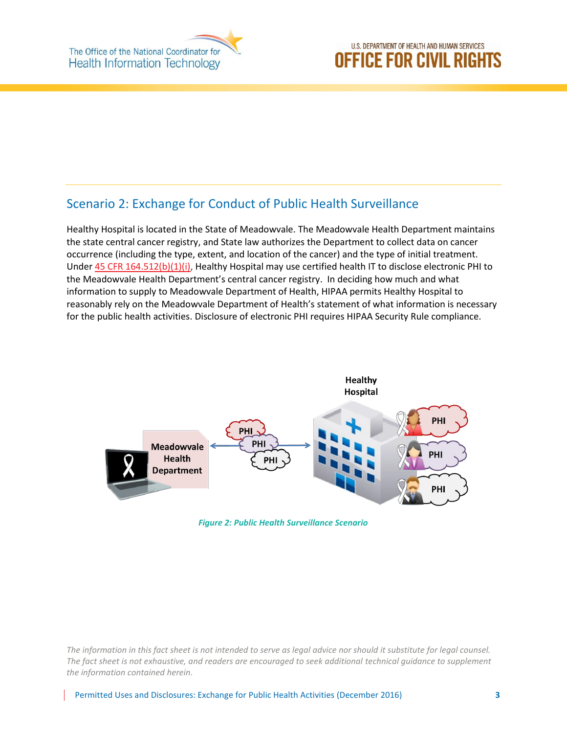## Scenario 2: Exchange for Conduct of Public Health Surveillance

Healthy Hospital is located in the State of Meadowvale. The Meadowvale Health Department maintains the state central cancer registry, and State law authorizes the Department to collect data on cancer occurrence (including the type, extent, and location of the cancer) and the type of initial treatment. Under 45 CFR 164.512(b)(1)(i), Healthy Hospital may use certified health IT to disclose electronic PHI to the Meadowvale Health Department's central cancer registry. In deciding how much and what information to supply to Meadowvale Department of Health, HIPAA permits Healthy Hospital to reasonably rely on the Meadowvale Department of Health's statement of what information is necessary for the public health activities. Disclosure of electronic PHI requires HIPAA Security Rule compliance.

*Figure 2: Public Health Surveillance Scenario*

*The information in this fact sheet is not intended to serve as legal advice nor should it substitute for legal counsel. The fact sheet is not exhaustive, and readers are encouraged to seek additional technical guidance to supplement the information contained herein.*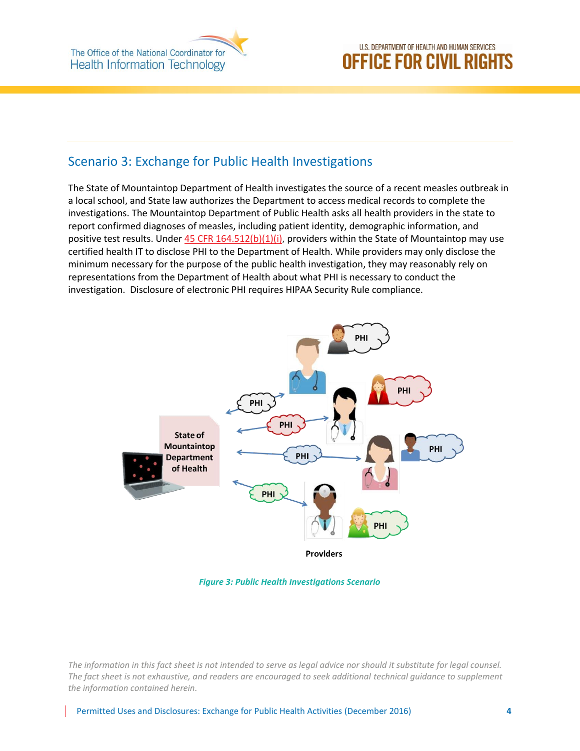## Scenario 3: Exchange for Public Health Investigations

The State of Mountaintop Department of Health investigates the source of a recent measles outbreak in a local school, and State law authorizes the Department to access medical records to complete the investigations. The Mountaintop Department of Public Health asks all health providers in the state to report confirmed diagnoses of measles, including patient identity, demographic information, and positive test results. Under 45 CFR 164.512(b)(1)(i), providers within the State of Mountaintop may use certified health IT to disclose PHI to the Department of Health. While providers may only disclose the minimum necessary for the purpose of the public health investigation, they may reasonably rely on representations from the Department of Health about what PHI is necessary to conduct the investigation. Disclosure of electronic PHI requires HIPAA Security Rule compliance.

*Figure 3: Public Health Investigations Scenario*

*The information in this fact sheet is not intended to serve as legal advice nor should it substitute for legal counsel. The fact sheet is not exhaustive, and readers are encouraged to seek additional technical guidance to supplement the information contained herein.*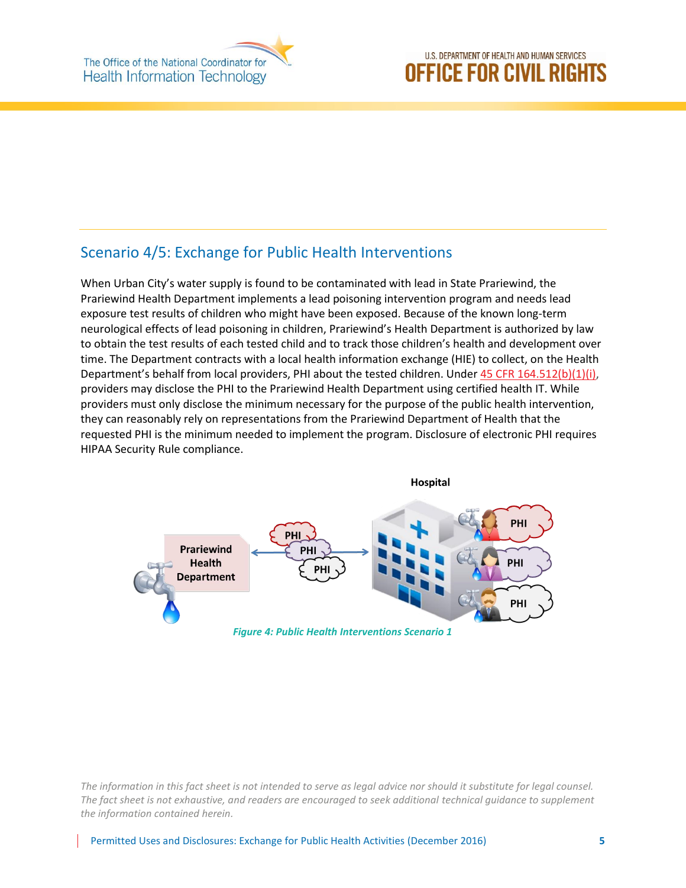## Scenario 4/5: Exchange for Public Health Interventions

When Urban City's water supply is found to be contaminated with lead in State Prariewind, the Prariewind Health Department implements a lead poisoning intervention program and needs lead exposure test results of children who might have been exposed. Because of the known long-term neurological effects of lead poisoning in children, Prariewind's Health Department is authorized by law to obtain the test results of each tested child and to track those children's health and development over time. The Department contracts with a local health information exchange (HIE) to collect, on the Health Department's behalf from local providers, PHI about the tested children. Under 45 CFR 164.512(b)(1)(i), providers may disclose the PHI to the Prariewind Health Department using certified health IT. While providers must only disclose the minimum necessary for the purpose of the public health intervention, they can reasonably rely on representations from the Prariewind Department of Health that the requested PHI is the minimum needed to implement the program. Disclosure of electronic PHI requires HIPAA Security Rule compliance.

*Figure 4: Public Health Interventions Scenario 1*

*The information in this fact sheet is not intended to serve as legal advice nor should it substitute for legal counsel. The fact sheet is not exhaustive, and readers are encouraged to seek additional technical guidance to supplement the information contained herein.*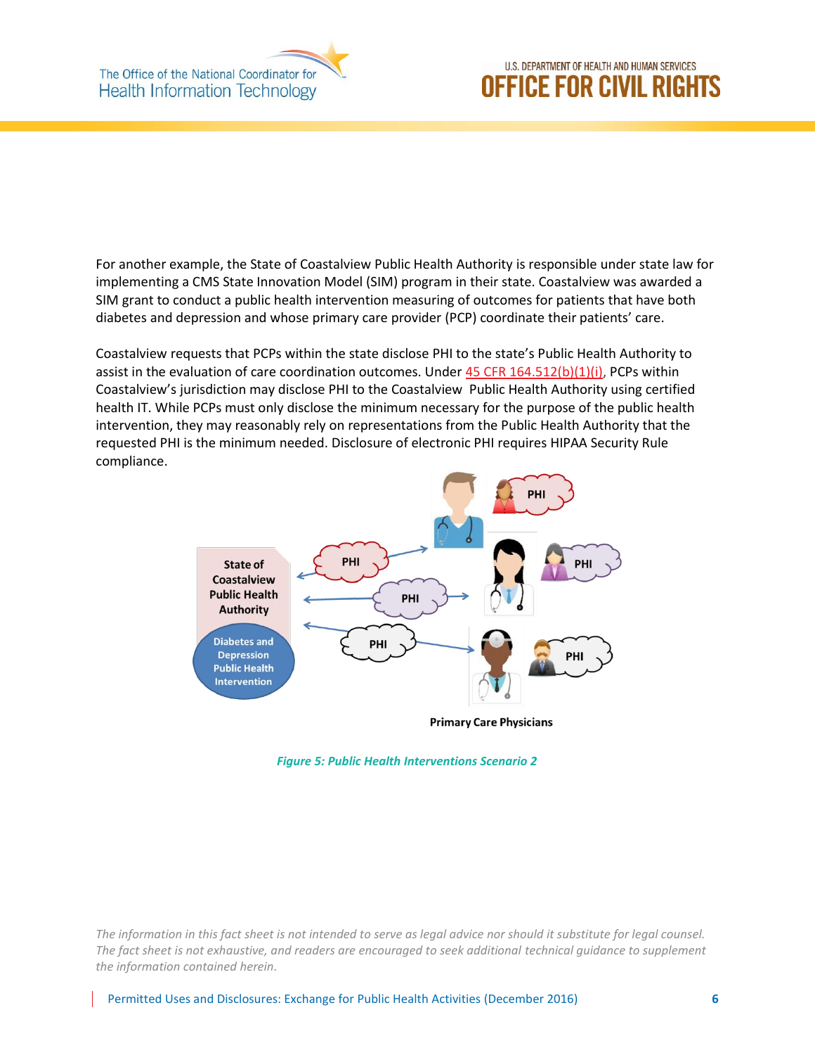For another example, the State of Coastalview Public Health Authority is responsible under state law for implementing a CMS State Innovation Model (SIM) program in their state. Coastalview was awarded a SIM grant to conduct a public health intervention measuring of outcomes for patients that have both diabetes and depression and whose primary care provider (PCP) coordinate their patients' care.

Coastalview requests that PCPs within the state disclose PHI to the state's Public Health Authority to assist in the evaluation of care coordination outcomes. Under [45 CFR 164.512(b)(1)(i)](), PCPs within Coastalview's jurisdiction may disclose PHI to the Coastalview Public Health Authority using certified health IT. While PCPs must only disclose the minimum necessary for the purpose of the public health intervention, they may reasonably rely on representations from the Public Health Authority that the requested PHI is the minimum needed. Disclosure of electronic PHI requires HIPAA Security Rule compliance.

*Figure 5: Public Health Interventions Scenario 2*

*The information in this fact sheet is not intended to serve as legal advice nor should it substitute for legal counsel. The fact sheet is not exhaustive, and readers are encouraged to seek additional technical guidance to supplement the information contained herein.*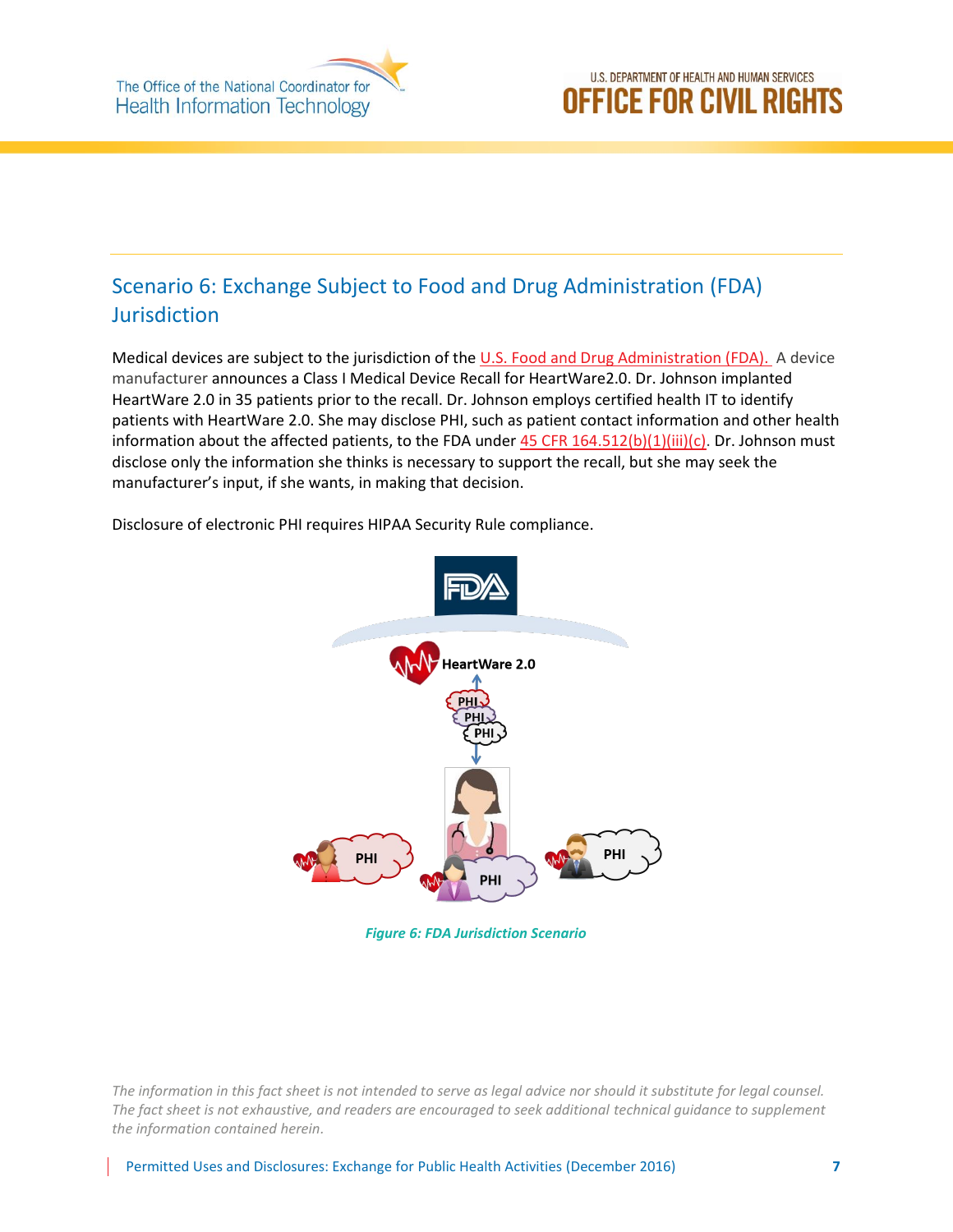## Scenario 6: Exchange Subject to Food and Drug Administration (FDA) Jurisdiction

Medical devices are subject to the jurisdiction of the U.S. Food and Drug Administration (FDA). A device manufacturer announces a Class I Medical Device Recall for HeartWare2.0. Dr. Johnson implanted HeartWare 2.0 in 35 patients prior to the recall. Dr. Johnson employs certified health IT to identify patients with HeartWare 2.0. She may disclose PHI, such as patient contact information and other health information about the affected patients, to the FDA under 45 CFR 164.512(b)(1)(iii)(c). Dr. Johnson must disclose only the information she thinks is necessary to support the recall, but she may seek the manufacturer's input, if she wants, in making that decision.

Disclosure of electronic PHI requires HIPAA Security Rule compliance.

*Figure 6: FDA Jurisdiction Scenario*

*The information in this fact sheet is not intended to serve as legal advice nor should it substitute for legal counsel. The fact sheet is not exhaustive, and readers are encouraged to seek additional technical guidance to supplement the information contained herein.*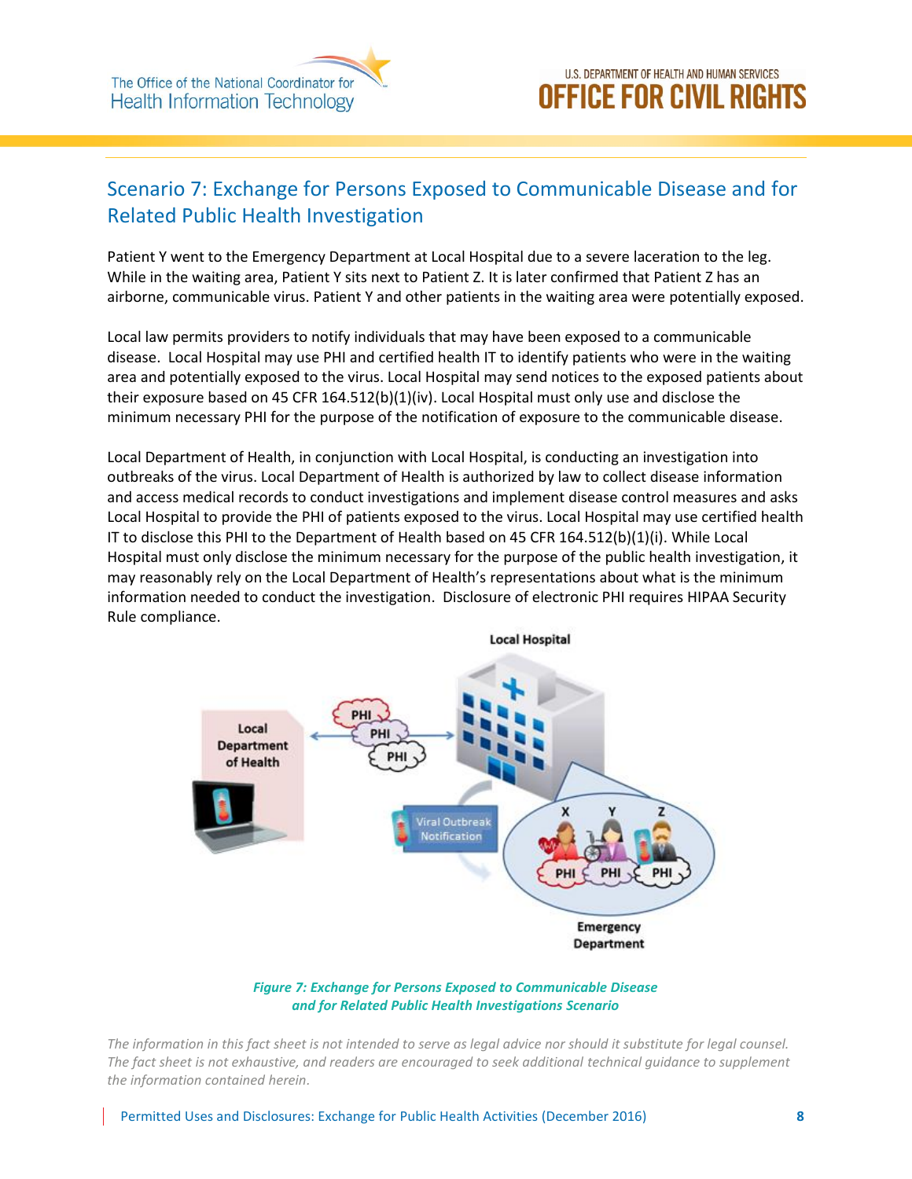## Scenario 7: Exchange for Persons Exposed to Communicable Disease and for Related Public Health Investigation

Patient Y went to the Emergency Department at Local Hospital due to a severe laceration to the leg. While in the waiting area, Patient Y sits next to Patient Z. It is later confirmed that Patient Z has an airborne, communicable virus. Patient Y and other patients in the waiting area were potentially exposed.

Local law permits providers to notify individuals that may have been exposed to a communicable disease. Local Hospital may use PHI and certified health IT to identify patients who were in the waiting area and potentially exposed to the virus. Local Hospital may send notices to the exposed patients about their exposure based on 45 CFR 164.512(b)(1)(iv). Local Hospital must only use and disclose the minimum necessary PHI for the purpose of the notification of exposure to the communicable disease.

Local Department of Health, in conjunction with Local Hospital, is conducting an investigation into outbreaks of the virus. Local Department of Health is authorized by law to collect disease information and access medical records to conduct investigations and implement disease control measures and asks Local Hospital to provide the PHI of patients exposed to the virus. Local Hospital may use certified health IT to disclose this PHI to the Department of Health based on 45 CFR 164.512(b)(1)(i). While Local Hospital must only disclose the minimum necessary for the purpose of the public health investigation, it may reasonably rely on the Local Department of Health's representations about what is the minimum information needed to conduct the investigation. Disclosure of electronic PHI requires HIPAA Security Rule compliance.

*Figure 7: Exchange for Persons Exposed to Communicable Disease and for Related Public Health Investigations Scenario*

*The information in this fact sheet is not intended to serve as legal advice nor should it substitute for legal counsel. The fact sheet is not exhaustive, and readers are encouraged to seek additional technical guidance to supplement the information contained herein.*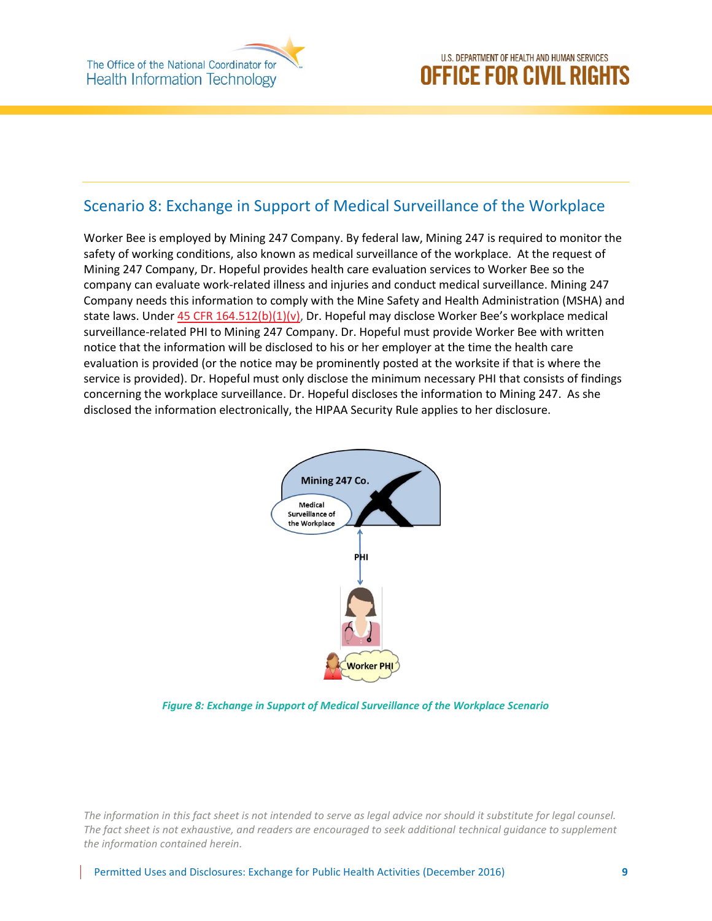## Scenario 8: Exchange in Support of Medical Surveillance of the Workplace

Worker Bee is employed by Mining 247 Company. By federal law, Mining 247 is required to monitor the safety of working conditions, also known as medical surveillance of the workplace. At the request of Mining 247 Company, Dr. Hopeful provides health care evaluation services to Worker Bee so the company can evaluate work-related illness and injuries and conduct medical surveillance. Mining 247 Company needs this information to comply with the Mine Safety and Health Administration (MSHA) and state laws. Under 45 CFR 164.512(b)(1)(v), Dr. Hopeful may disclose Worker Bee's workplace medical surveillance-related PHI to Mining 247 Company. Dr. Hopeful must provide Worker Bee with written notice that the information will be disclosed to his or her employer at the time the health care evaluation is provided (or the notice may be prominently posted at the worksite if that is where the service is provided). Dr. Hopeful must only disclose the minimum necessary PHI that consists of findings concerning the workplace surveillance. Dr. Hopeful discloses the information to Mining 247. As she disclosed the information electronically, the HIPAA Security Rule applies to her disclosure.

*Figure 8: Exchange in Support of Medical Surveillance of the Workplace Scenario*

*The information in this fact sheet is not intended to serve as legal advice nor should it substitute for legal counsel. The fact sheet is not exhaustive, and readers are encouraged to seek additional technical guidance to supplement the information contained herein.*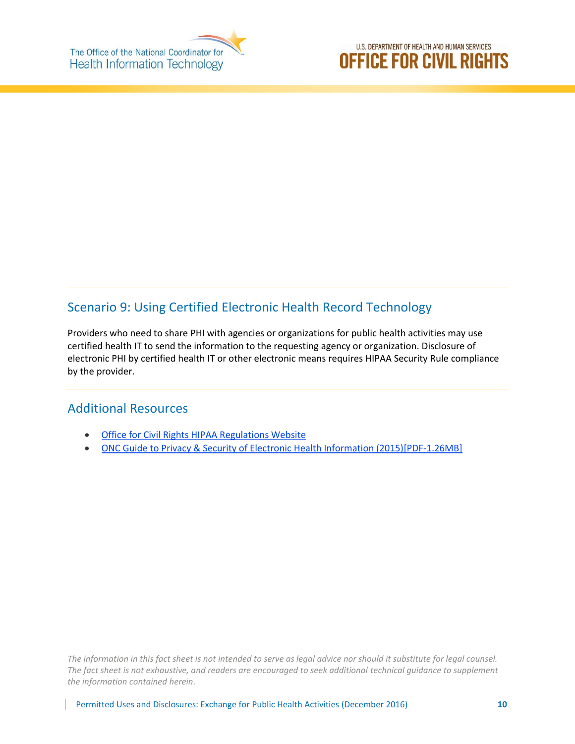## Scenario 9: Using Certified Electronic Health Record Technology

Providers who need to share PHI with agencies or organizations for public health activities may use certified health IT to send the information to the requesting agency or organization. Disclosure of electronic PHI by certified health IT or other electronic means requires HIPAA Security Rule compliance by the provider.

## Additional Resources

- Office for Civil Rights HIPAA Regulations Website
- ONC Guide to Privacy & Security of Electronic Health Information (2015)[PDF-1.26MB]

*The information in this fact sheet is not intended to serve as legal advice nor should it substitute for legal counsel. The fact sheet is not exhaustive, and readers are encouraged to seek additional technical guidance to supplement the information contained herein.*